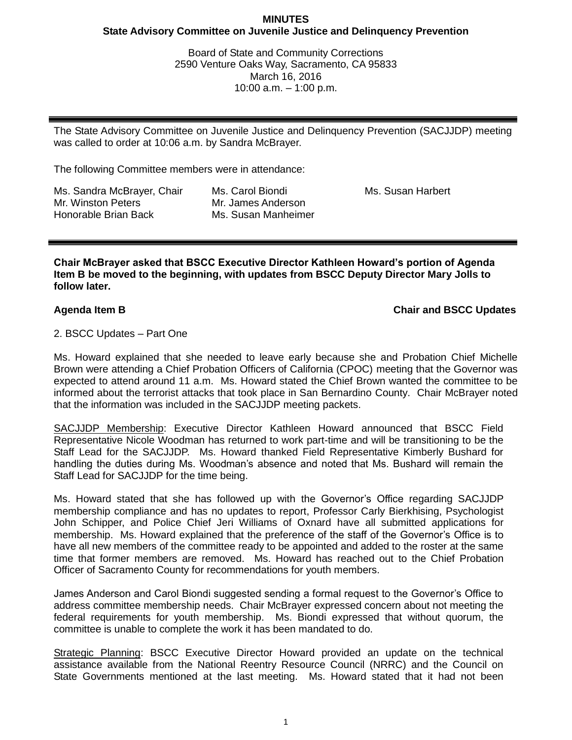**MINUTES**
**State Advisory Committee on Juvenile Justice and Delinquency Prevention**

Board of State and Community Corrections
2590 Venture Oaks Way, Sacramento, CA 95833
March 16, 2016
10:00 a.m. – 1:00 p.m.

---

The State Advisory Committee on Juvenile Justice and Delinquency Prevention (SACJJDP) meeting was called to order at 10:06 a.m. by Sandra McBrayer.

The following Committee members were in attendance:

| | | |
|---|---|---|
| Ms. Sandra McBrayer, Chair | Ms. Carol Biondi | Ms. Susan Harbert |
| Mr. Winston Peters | Mr. James Anderson | |
| Honorable Brian Back | Ms. Susan Manheimer | |

---

**Chair McBrayer asked that BSCC Executive Director Kathleen Howard's portion of Agenda Item B be moved to the beginning, with updates from BSCC Deputy Director Mary Jolls to follow later.**

**Agenda Item B** **Chair and BSCC Updates**

2. BSCC Updates – Part One

Ms. Howard explained that she needed to leave early because she and Probation Chief Michelle Brown were attending a Chief Probation Officers of California (CPOC) meeting that the Governor was expected to attend around 11 a.m. Ms. Howard stated the Chief Brown wanted the committee to be informed about the terrorist attacks that took place in San Bernardino County. Chair McBrayer noted that the information was included in the SACJJDP meeting packets.

SACJJDP Membership: Executive Director Kathleen Howard announced that BSCC Field Representative Nicole Woodman has returned to work part-time and will be transitioning to be the Staff Lead for the SACJJDP. Ms. Howard thanked Field Representative Kimberly Bushard for handling the duties during Ms. Woodman's absence and noted that Ms. Bushard will remain the Staff Lead for SACJJDP for the time being.

Ms. Howard stated that she has followed up with the Governor's Office regarding SACJJDP membership compliance and has no updates to report, Professor Carly Bierkhising, Psychologist John Schipper, and Police Chief Jeri Williams of Oxnard have all submitted applications for membership. Ms. Howard explained that the preference of the staff of the Governor's Office is to have all new members of the committee ready to be appointed and added to the roster at the same time that former members are removed. Ms. Howard has reached out to the Chief Probation Officer of Sacramento County for recommendations for youth members.

James Anderson and Carol Biondi suggested sending a formal request to the Governor's Office to address committee membership needs. Chair McBrayer expressed concern about not meeting the federal requirements for youth membership. Ms. Biondi expressed that without quorum, the committee is unable to complete the work it has been mandated to do.

Strategic Planning: BSCC Executive Director Howard provided an update on the technical assistance available from the National Reentry Resource Council (NRRC) and the Council on State Governments mentioned at the last meeting. Ms. Howard stated that it had not been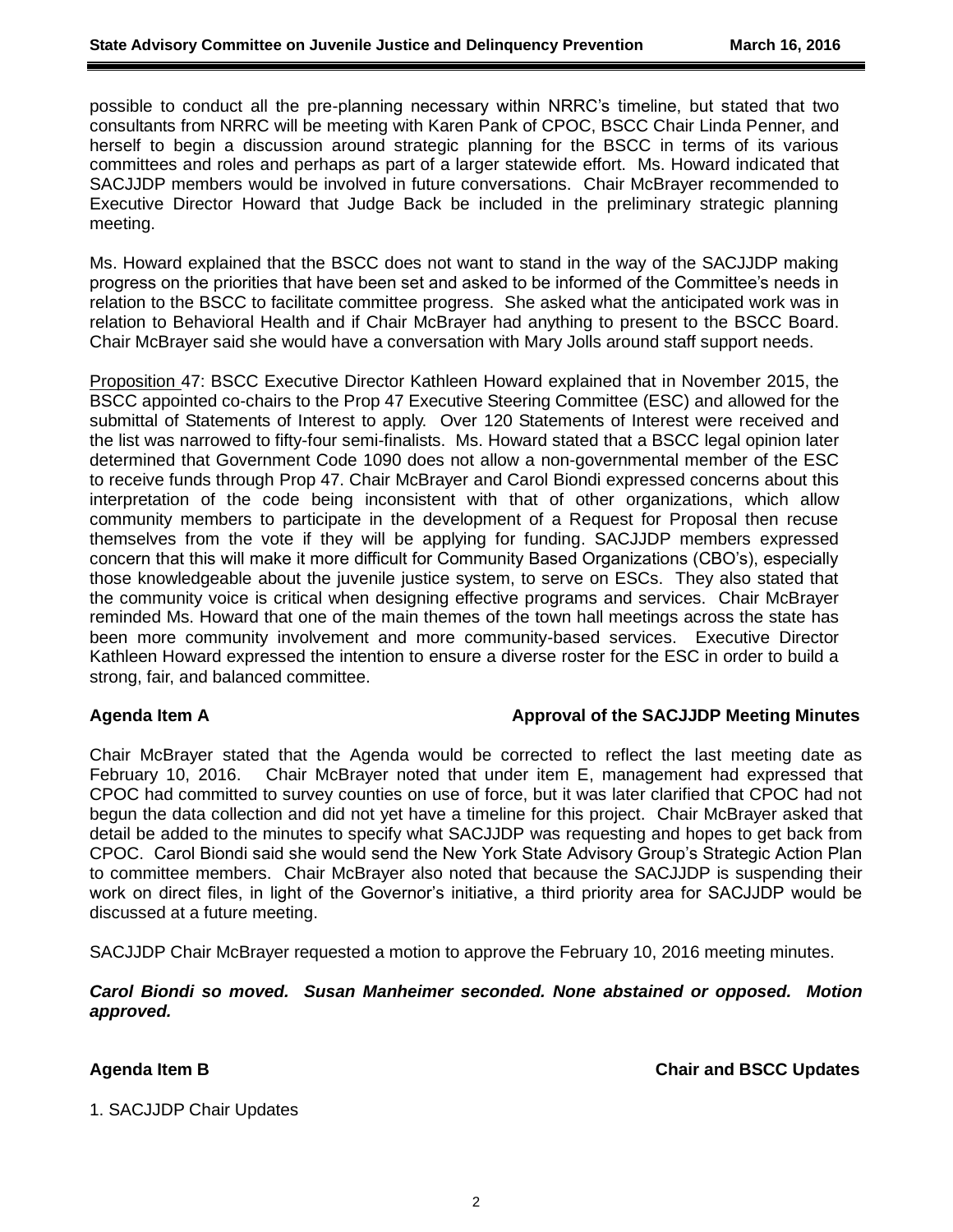possible to conduct all the pre-planning necessary within NRRC's timeline, but stated that two consultants from NRRC will be meeting with Karen Pank of CPOC, BSCC Chair Linda Penner, and herself to begin a discussion around strategic planning for the BSCC in terms of its various committees and roles and perhaps as part of a larger statewide effort. Ms. Howard indicated that SACJJDP members would be involved in future conversations. Chair McBrayer recommended to Executive Director Howard that Judge Back be included in the preliminary strategic planning meeting.

Ms. Howard explained that the BSCC does not want to stand in the way of the SACJJDP making progress on the priorities that have been set and asked to be informed of the Committee's needs in relation to the BSCC to facilitate committee progress. She asked what the anticipated work was in relation to Behavioral Health and if Chair McBrayer had anything to present to the BSCC Board. Chair McBrayer said she would have a conversation with Mary Jolls around staff support needs.

Proposition 47: BSCC Executive Director Kathleen Howard explained that in November 2015, the BSCC appointed co-chairs to the Prop 47 Executive Steering Committee (ESC) and allowed for the submittal of Statements of Interest to apply. Over 120 Statements of Interest were received and the list was narrowed to fifty-four semi-finalists. Ms. Howard stated that a BSCC legal opinion later determined that Government Code 1090 does not allow a non-governmental member of the ESC to receive funds through Prop 47. Chair McBrayer and Carol Biondi expressed concerns about this interpretation of the code being inconsistent with that of other organizations, which allow community members to participate in the development of a Request for Proposal then recuse themselves from the vote if they will be applying for funding. SACJJDP members expressed concern that this will make it more difficult for Community Based Organizations (CBO's), especially those knowledgeable about the juvenile justice system, to serve on ESCs. They also stated that the community voice is critical when designing effective programs and services. Chair McBrayer reminded Ms. Howard that one of the main themes of the town hall meetings across the state has been more community involvement and more community-based services. Executive Director Kathleen Howard expressed the intention to ensure a diverse roster for the ESC in order to build a strong, fair, and balanced committee.

## Agenda Item A — Approval of the SACJJDP Meeting Minutes

Chair McBrayer stated that the Agenda would be corrected to reflect the last meeting date as February 10, 2016. Chair McBrayer noted that under item E, management had expressed that CPOC had committed to survey counties on use of force, but it was later clarified that CPOC had not begun the data collection and did not yet have a timeline for this project. Chair McBrayer asked that detail be added to the minutes to specify what SACJJDP was requesting and hopes to get back from CPOC. Carol Biondi said she would send the New York State Advisory Group's Strategic Action Plan to committee members. Chair McBrayer also noted that because the SACJJDP is suspending their work on direct files, in light of the Governor's initiative, a third priority area for SACJJDP would be discussed at a future meeting.

SACJJDP Chair McBrayer requested a motion to approve the February 10, 2016 meeting minutes.

***Carol Biondi so moved. Susan Manheimer seconded. None abstained or opposed. Motion approved.***

## Agenda Item B — Chair and BSCC Updates

1. SACJJDP Chair Updates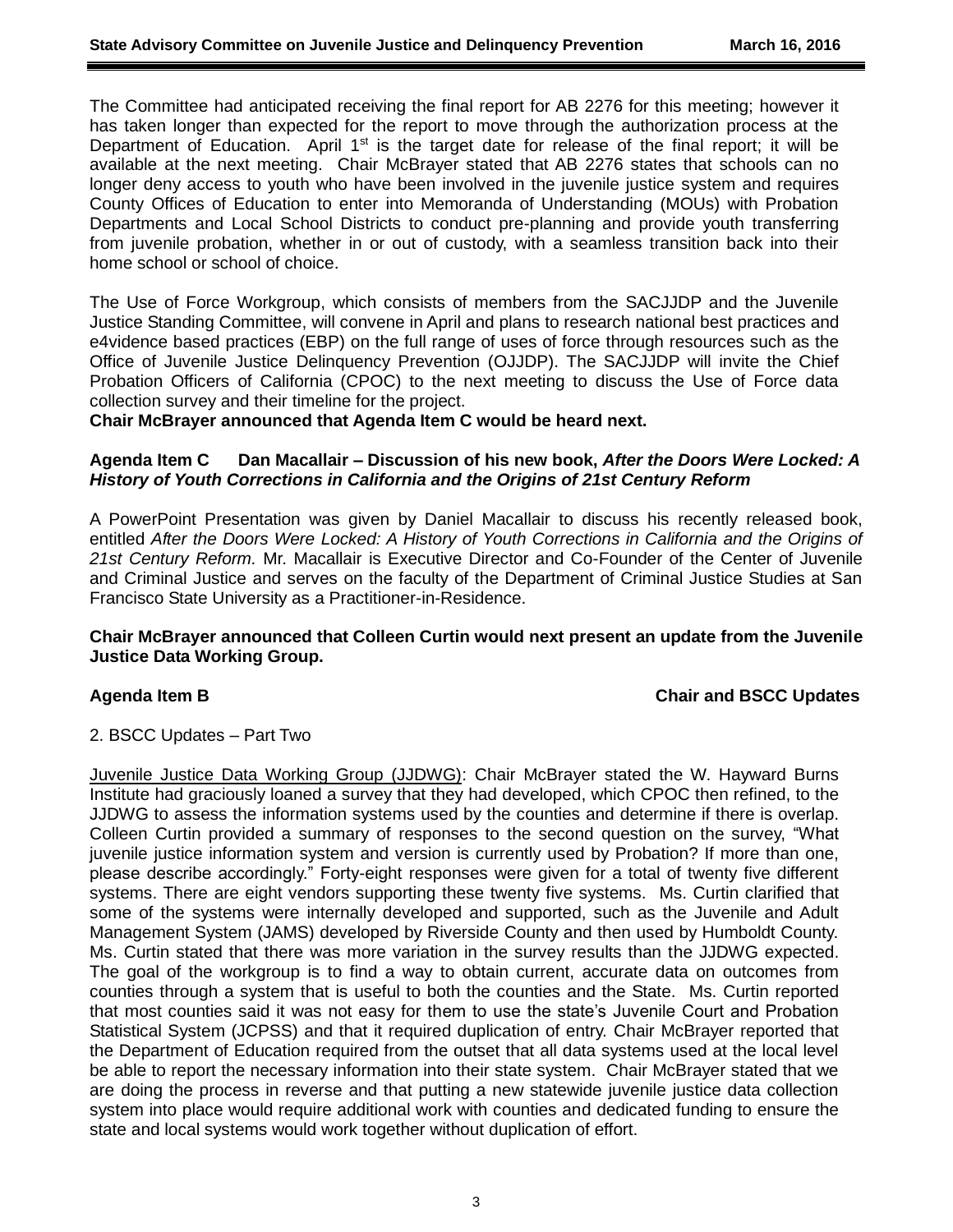The Committee had anticipated receiving the final report for AB 2276 for this meeting; however it has taken longer than expected for the report to move through the authorization process at the Department of Education. April 1st is the target date for release of the final report; it will be available at the next meeting. Chair McBrayer stated that AB 2276 states that schools can no longer deny access to youth who have been involved in the juvenile justice system and requires County Offices of Education to enter into Memoranda of Understanding (MOUs) with Probation Departments and Local School Districts to conduct pre-planning and provide youth transferring from juvenile probation, whether in or out of custody, with a seamless transition back into their home school or school of choice.

The Use of Force Workgroup, which consists of members from the SACJJDP and the Juvenile Justice Standing Committee, will convene in April and plans to research national best practices and e4vidence based practices (EBP) on the full range of uses of force through resources such as the Office of Juvenile Justice Delinquency Prevention (OJJDP). The SACJJDP will invite the Chief Probation Officers of California (CPOC) to the next meeting to discuss the Use of Force data collection survey and their timeline for the project.

**Chair McBrayer announced that Agenda Item C would be heard next.**

**Agenda Item C Dan Macallair – Discussion of his new book, *After the Doors Were Locked: A History of Youth Corrections in California and the Origins of 21st Century Reform***

A PowerPoint Presentation was given by Daniel Macallair to discuss his recently released book, entitled *After the Doors Were Locked: A History of Youth Corrections in California and the Origins of 21st Century Reform.* Mr. Macallair is Executive Director and Co-Founder of the Center of Juvenile and Criminal Justice and serves on the faculty of the Department of Criminal Justice Studies at San Francisco State University as a Practitioner-in-Residence.

**Chair McBrayer announced that Colleen Curtin would next present an update from the Juvenile Justice Data Working Group.**

**Agenda Item B Chair and BSCC Updates**

2. BSCC Updates – Part Two

Juvenile Justice Data Working Group (JJDWG): Chair McBrayer stated the W. Hayward Burns Institute had graciously loaned a survey that they had developed, which CPOC then refined, to the JJDWG to assess the information systems used by the counties and determine if there is overlap. Colleen Curtin provided a summary of responses to the second question on the survey, "What juvenile justice information system and version is currently used by Probation? If more than one, please describe accordingly." Forty-eight responses were given for a total of twenty five different systems. There are eight vendors supporting these twenty five systems. Ms. Curtin clarified that some of the systems were internally developed and supported, such as the Juvenile and Adult Management System (JAMS) developed by Riverside County and then used by Humboldt County. Ms. Curtin stated that there was more variation in the survey results than the JJDWG expected. The goal of the workgroup is to find a way to obtain current, accurate data on outcomes from counties through a system that is useful to both the counties and the State. Ms. Curtin reported that most counties said it was not easy for them to use the state's Juvenile Court and Probation Statistical System (JCPSS) and that it required duplication of entry. Chair McBrayer reported that the Department of Education required from the outset that all data systems used at the local level be able to report the necessary information into their state system. Chair McBrayer stated that we are doing the process in reverse and that putting a new statewide juvenile justice data collection system into place would require additional work with counties and dedicated funding to ensure the state and local systems would work together without duplication of effort.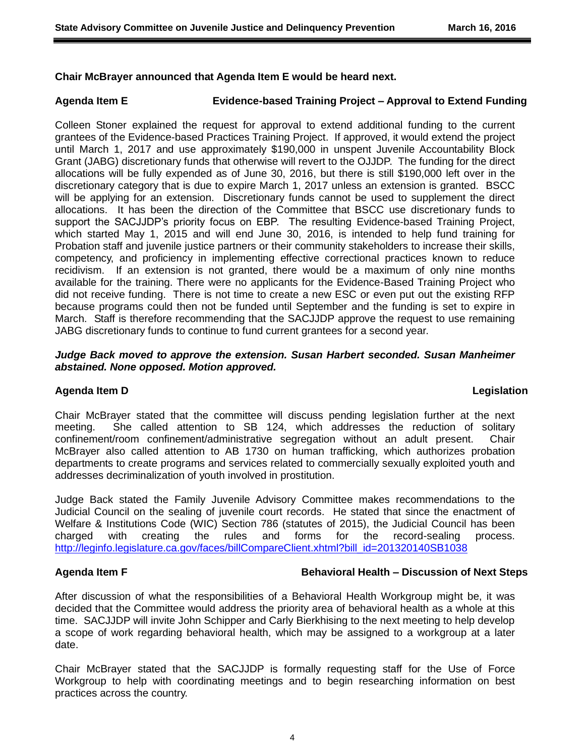**Chair McBrayer announced that Agenda Item E would be heard next.**

**Agenda Item E — Evidence-based Training Project – Approval to Extend Funding**

Colleen Stoner explained the request for approval to extend additional funding to the current grantees of the Evidence-based Practices Training Project. If approved, it would extend the project until March 1, 2017 and use approximately $190,000 in unspent Juvenile Accountability Block Grant (JABG) discretionary funds that otherwise will revert to the OJJDP. The funding for the direct allocations will be fully expended as of June 30, 2016, but there is still $190,000 left over in the discretionary category that is due to expire March 1, 2017 unless an extension is granted. BSCC will be applying for an extension. Discretionary funds cannot be used to supplement the direct allocations. It has been the direction of the Committee that BSCC use discretionary funds to support the SACJJDP's priority focus on EBP. The resulting Evidence-based Training Project, which started May 1, 2015 and will end June 30, 2016, is intended to help fund training for Probation staff and juvenile justice partners or their community stakeholders to increase their skills, competency, and proficiency in implementing effective correctional practices known to reduce recidivism. If an extension is not granted, there would be a maximum of only nine months available for the training. There were no applicants for the Evidence-Based Training Project who did not receive funding. There is not time to create a new ESC or even put out the existing RFP because programs could then not be funded until September and the funding is set to expire in March. Staff is therefore recommending that the SACJJDP approve the request to use remaining JABG discretionary funds to continue to fund current grantees for a second year.

***Judge Back moved to approve the extension. Susan Harbert seconded. Susan Manheimer abstained. None opposed. Motion approved.***

**Agenda Item D — Legislation**

Chair McBrayer stated that the committee will discuss pending legislation further at the next meeting. She called attention to SB 124, which addresses the reduction of solitary confinement/room confinement/administrative segregation without an adult present. Chair McBrayer also called attention to AB 1730 on human trafficking, which authorizes probation departments to create programs and services related to commercially sexually exploited youth and addresses decriminalization of youth involved in prostitution.

Judge Back stated the Family Juvenile Advisory Committee makes recommendations to the Judicial Council on the sealing of juvenile court records. He stated that since the enactment of Welfare & Institutions Code (WIC) Section 786 (statutes of 2015), the Judicial Council has been charged with creating the rules and forms for the record-sealing process. http://leginfo.legislature.ca.gov/faces/billCompareClient.xhtml?bill_id=201320140SB1038

**Agenda Item F — Behavioral Health – Discussion of Next Steps**

After discussion of what the responsibilities of a Behavioral Health Workgroup might be, it was decided that the Committee would address the priority area of behavioral health as a whole at this time. SACJJDP will invite John Schipper and Carly Bierkhising to the next meeting to help develop a scope of work regarding behavioral health, which may be assigned to a workgroup at a later date.

Chair McBrayer stated that the SACJJDP is formally requesting staff for the Use of Force Workgroup to help with coordinating meetings and to begin researching information on best practices across the country.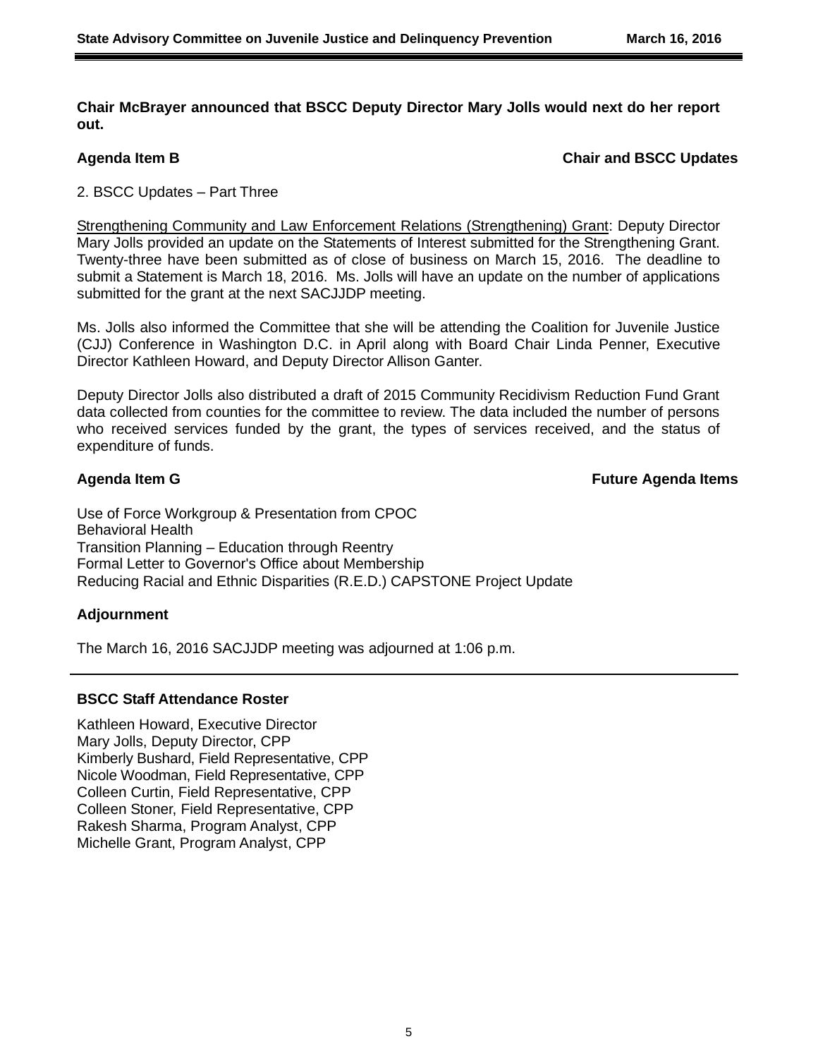**Chair McBrayer announced that BSCC Deputy Director Mary Jolls would next do her report out.**

**Agenda Item B** **Chair and BSCC Updates**

2. BSCC Updates – Part Three

Strengthening Community and Law Enforcement Relations (Strengthening) Grant: Deputy Director Mary Jolls provided an update on the Statements of Interest submitted for the Strengthening Grant. Twenty-three have been submitted as of close of business on March 15, 2016. The deadline to submit a Statement is March 18, 2016. Ms. Jolls will have an update on the number of applications submitted for the grant at the next SACJJDP meeting.

Ms. Jolls also informed the Committee that she will be attending the Coalition for Juvenile Justice (CJJ) Conference in Washington D.C. in April along with Board Chair Linda Penner, Executive Director Kathleen Howard, and Deputy Director Allison Ganter.

Deputy Director Jolls also distributed a draft of 2015 Community Recidivism Reduction Fund Grant data collected from counties for the committee to review. The data included the number of persons who received services funded by the grant, the types of services received, and the status of expenditure of funds.

**Agenda Item G** **Future Agenda Items**

Use of Force Workgroup & Presentation from CPOC
Behavioral Health
Transition Planning – Education through Reentry
Formal Letter to Governor's Office about Membership
Reducing Racial and Ethnic Disparities (R.E.D.) CAPSTONE Project Update

**Adjournment**

The March 16, 2016 SACJJDP meeting was adjourned at 1:06 p.m.

---

**BSCC Staff Attendance Roster**

Kathleen Howard, Executive Director
Mary Jolls, Deputy Director, CPP
Kimberly Bushard, Field Representative, CPP
Nicole Woodman, Field Representative, CPP
Colleen Curtin, Field Representative, CPP
Colleen Stoner, Field Representative, CPP
Rakesh Sharma, Program Analyst, CPP
Michelle Grant, Program Analyst, CPP